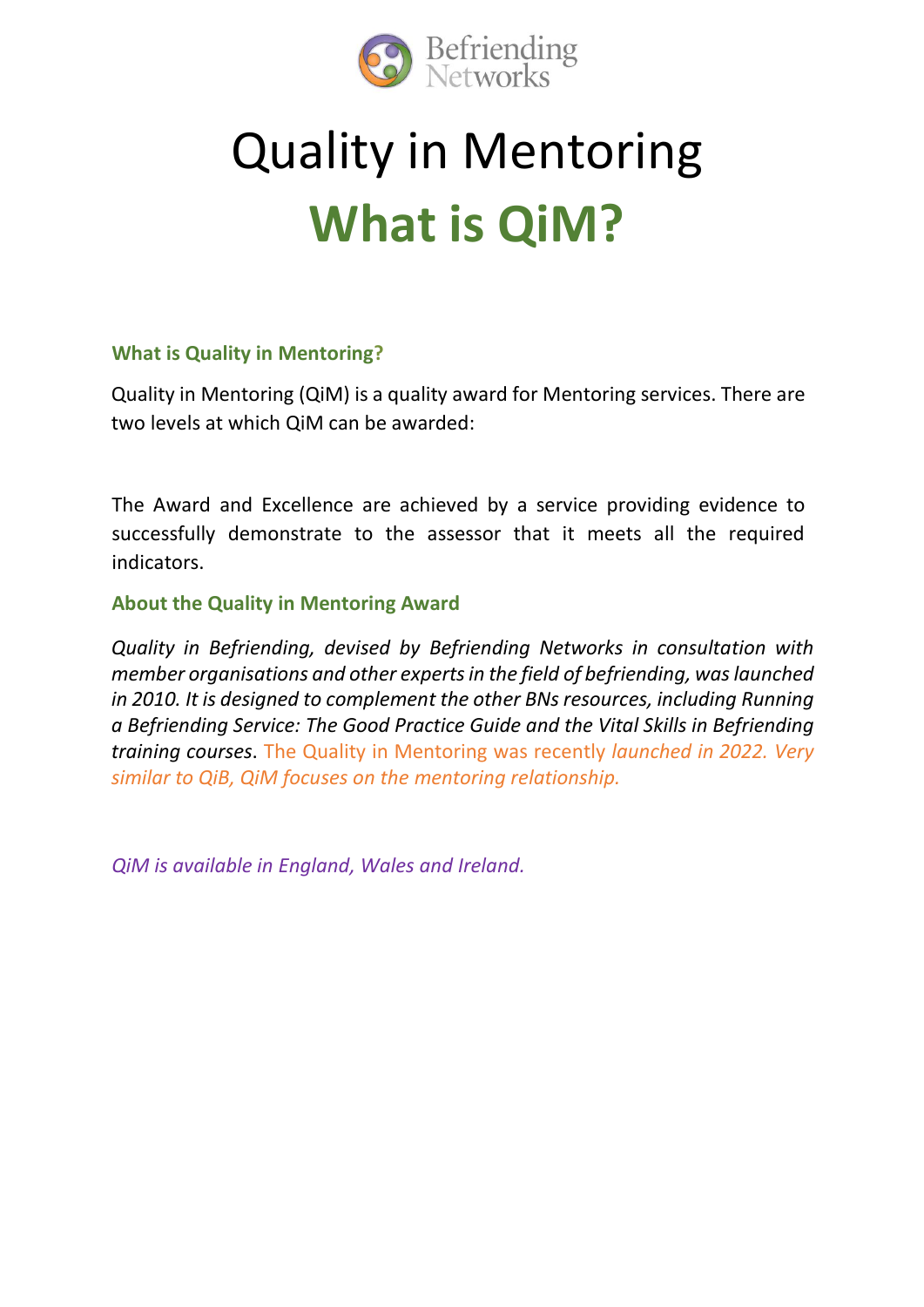Befriending Networks

# Quality in Mentoring

# What is QiM?

### What is Quality in Mentoring?

Quality in Mentoring (QiM) is a quality award for Mentoring services. There are two levels at which QiM can be awarded:

The Award and Excellence are achieved by a service providing evidence to successfully demonstrate to the assessor that it meets all the required indicators.

### About the Quality in Mentoring Award

*Quality in Befriending, devised by Befriending Networks in consultation with member organisations and other experts in the field of befriending, was launched in 2010. It is designed to complement the other BNs resources, including Running a Befriending Service: The Good Practice Guide and the Vital Skills in Befriending training courses*. The Quality in Mentoring was recently *launched in 2022. Very similar to QiB, QiM focuses on the mentoring relationship.*

*QiM is available in England, Wales and Ireland.*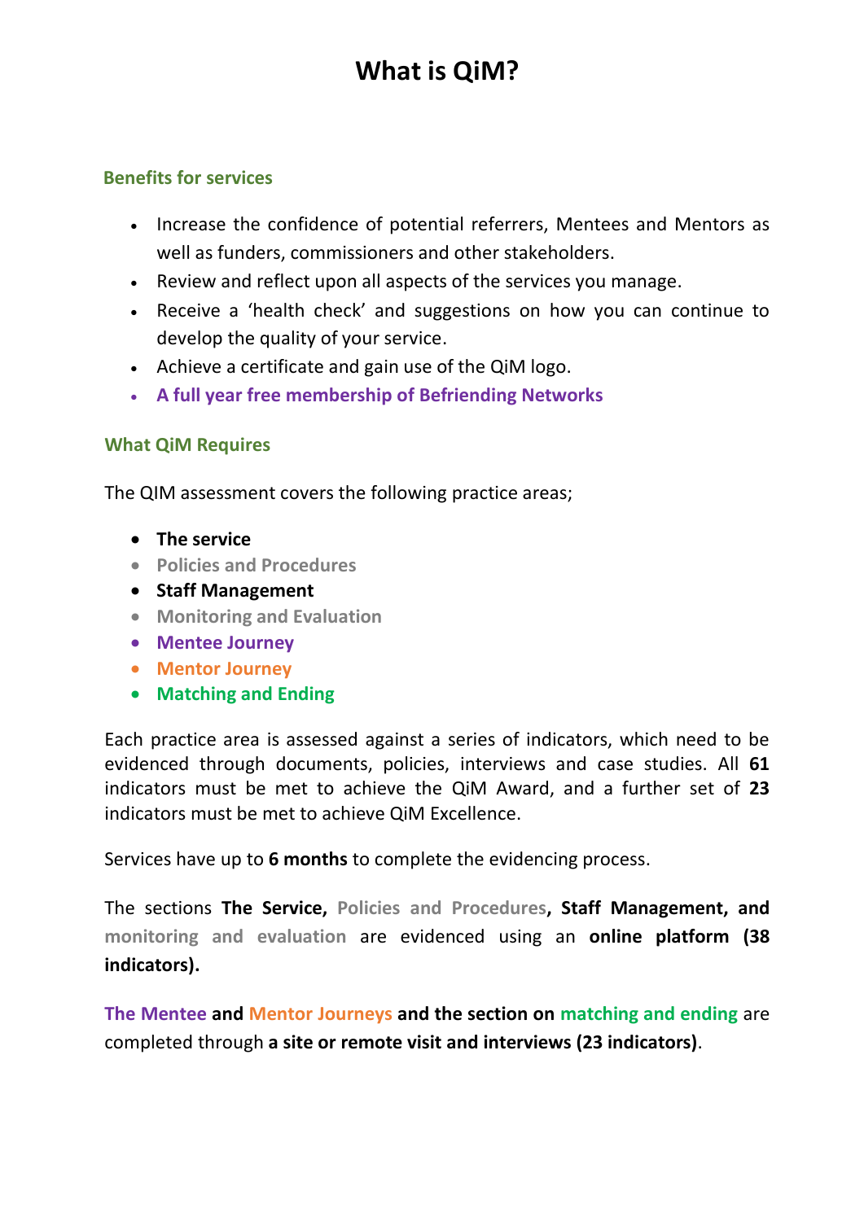# What is QiM?

## Benefits for services

- Increase the confidence of potential referrers, Mentees and Mentors as well as funders, commissioners and other stakeholders.
- Review and reflect upon all aspects of the services you manage.
- Receive a 'health check' and suggestions on how you can continue to develop the quality of your service.
- Achieve a certificate and gain use of the QiM logo.
- **A full year free membership of Befriending Networks**

## What QiM Requires

The QIM assessment covers the following practice areas;

- **The service**
- **Policies and Procedures**
- **Staff Management**
- **Monitoring and Evaluation**
- **Mentee Journey**
- **Mentor Journey**
- **Matching and Ending**

Each practice area is assessed against a series of indicators, which need to be evidenced through documents, policies, interviews and case studies. All **61** indicators must be met to achieve the QiM Award, and a further set of **23** indicators must be met to achieve QiM Excellence.

Services have up to **6 months** to complete the evidencing process.

The sections **The Service, Policies and Procedures, Staff Management, and monitoring and evaluation** are evidenced using an **online platform (38 indicators).**

**The Mentee and Mentor Journeys and the section on matching and ending** are completed through **a site or remote visit and interviews (23 indicators)**.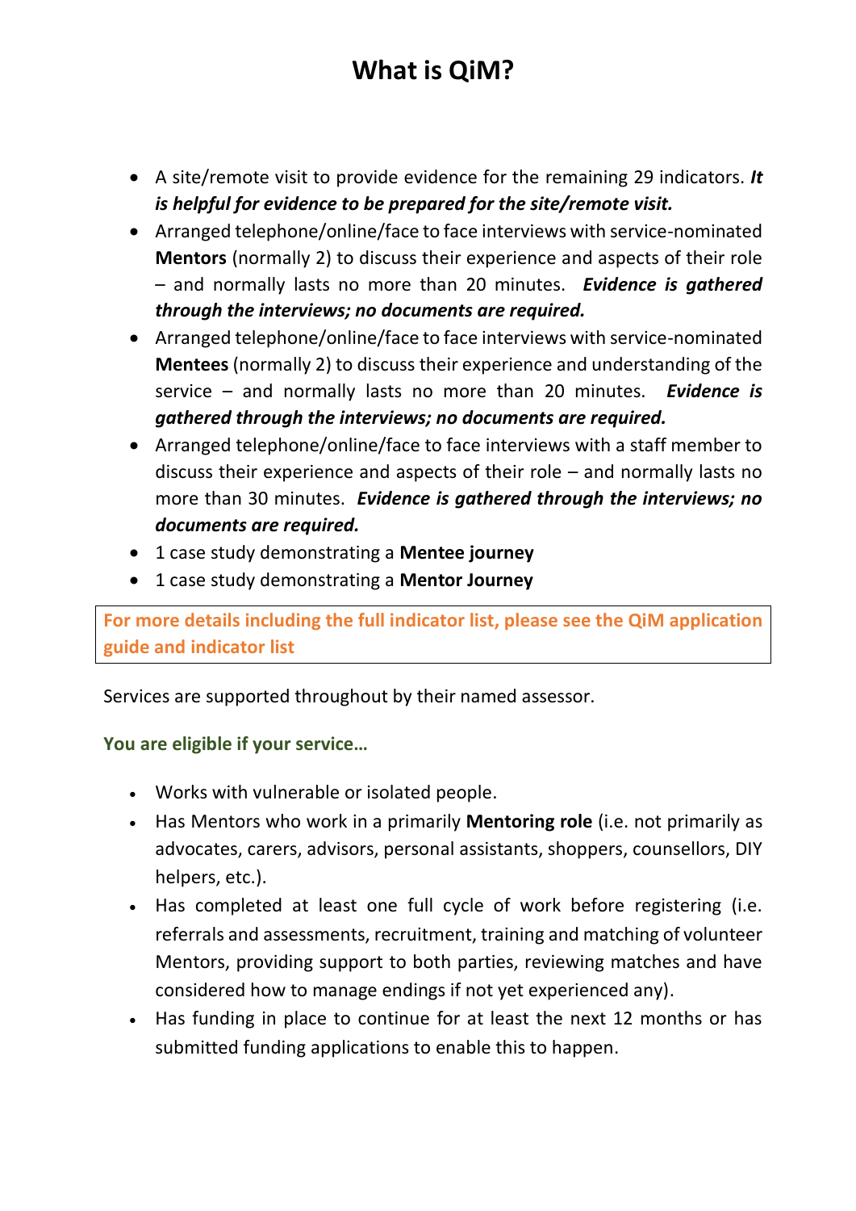# What is QiM?

- A site/remote visit to provide evidence for the remaining 29 indicators. ***It is helpful for evidence to be prepared for the site/remote visit.***
- Arranged telephone/online/face to face interviews with service-nominated **Mentors** (normally 2) to discuss their experience and aspects of their role – and normally lasts no more than 20 minutes. ***Evidence is gathered through the interviews; no documents are required.***
- Arranged telephone/online/face to face interviews with service-nominated **Mentees** (normally 2) to discuss their experience and understanding of the service – and normally lasts no more than 20 minutes. ***Evidence is gathered through the interviews; no documents are required.***
- Arranged telephone/online/face to face interviews with a staff member to discuss their experience and aspects of their role – and normally lasts no more than 30 minutes. ***Evidence is gathered through the interviews; no documents are required.***
- 1 case study demonstrating a **Mentee journey**
- 1 case study demonstrating a **Mentor Journey**

**For more details including the full indicator list, please see the QiM application guide and indicator list**

Services are supported throughout by their named assessor.

**You are eligible if your service…**

- Works with vulnerable or isolated people.
- Has Mentors who work in a primarily **Mentoring role** (i.e. not primarily as advocates, carers, advisors, personal assistants, shoppers, counsellors, DIY helpers, etc.).
- Has completed at least one full cycle of work before registering (i.e. referrals and assessments, recruitment, training and matching of volunteer Mentors, providing support to both parties, reviewing matches and have considered how to manage endings if not yet experienced any).
- Has funding in place to continue for at least the next 12 months or has submitted funding applications to enable this to happen.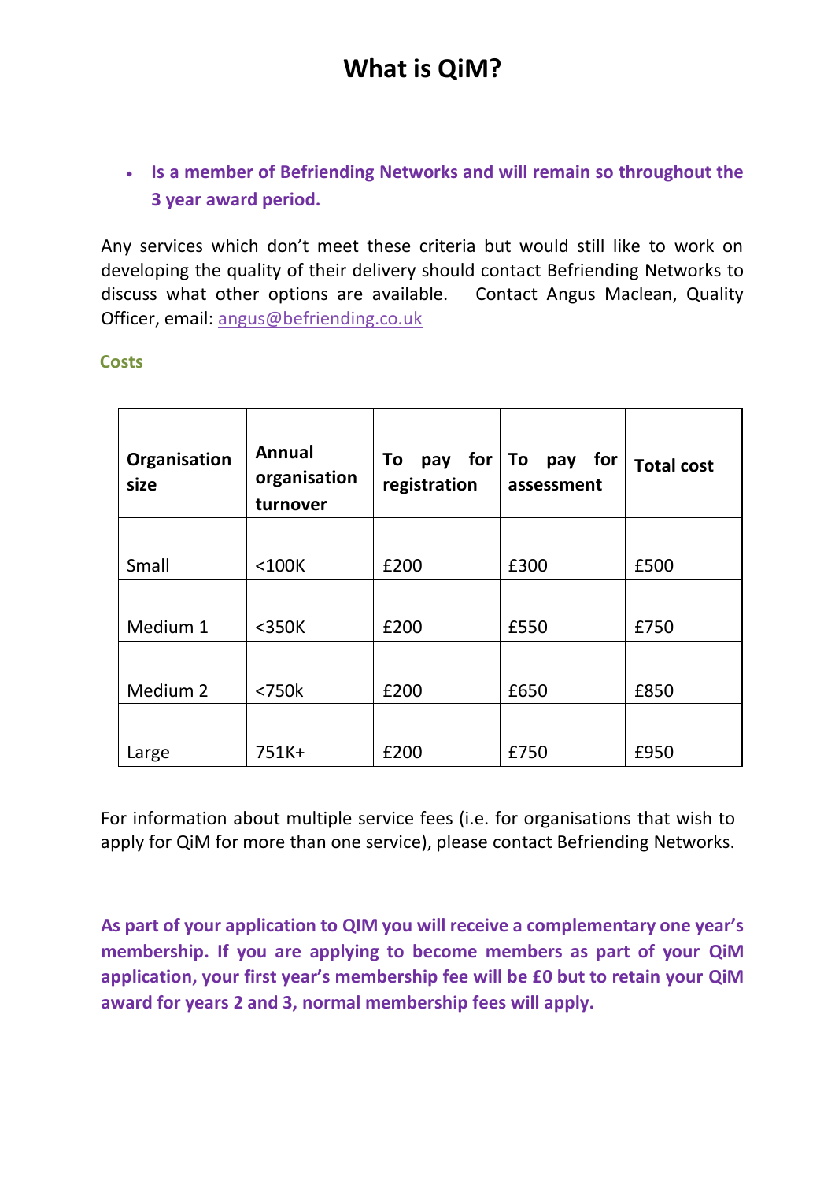# What is QiM?

- **Is a member of Befriending Networks and will remain so throughout the 3 year award period.**

Any services which don't meet these criteria but would still like to work on developing the quality of their delivery should contact Befriending Networks to discuss what other options are available. Contact Angus Maclean, Quality Officer, email: angus@befriending.co.uk

**Costs**

| Organisation size | Annual organisation turnover | To pay for registration | To pay for assessment | Total cost |
|---|---|---|---|---|
| Small | <100K | £200 | £300 | £500 |
| Medium 1 | <350K | £200 | £550 | £750 |
| Medium 2 | <750k | £200 | £650 | £850 |
| Large | 751K+ | £200 | £750 | £950 |

For information about multiple service fees (i.e. for organisations that wish to apply for QiM for more than one service), please contact Befriending Networks.

**As part of your application to QIM you will receive a complementary one year's membership. If you are applying to become members as part of your QiM application, your first year's membership fee will be £0 but to retain your QiM award for years 2 and 3, normal membership fees will apply.**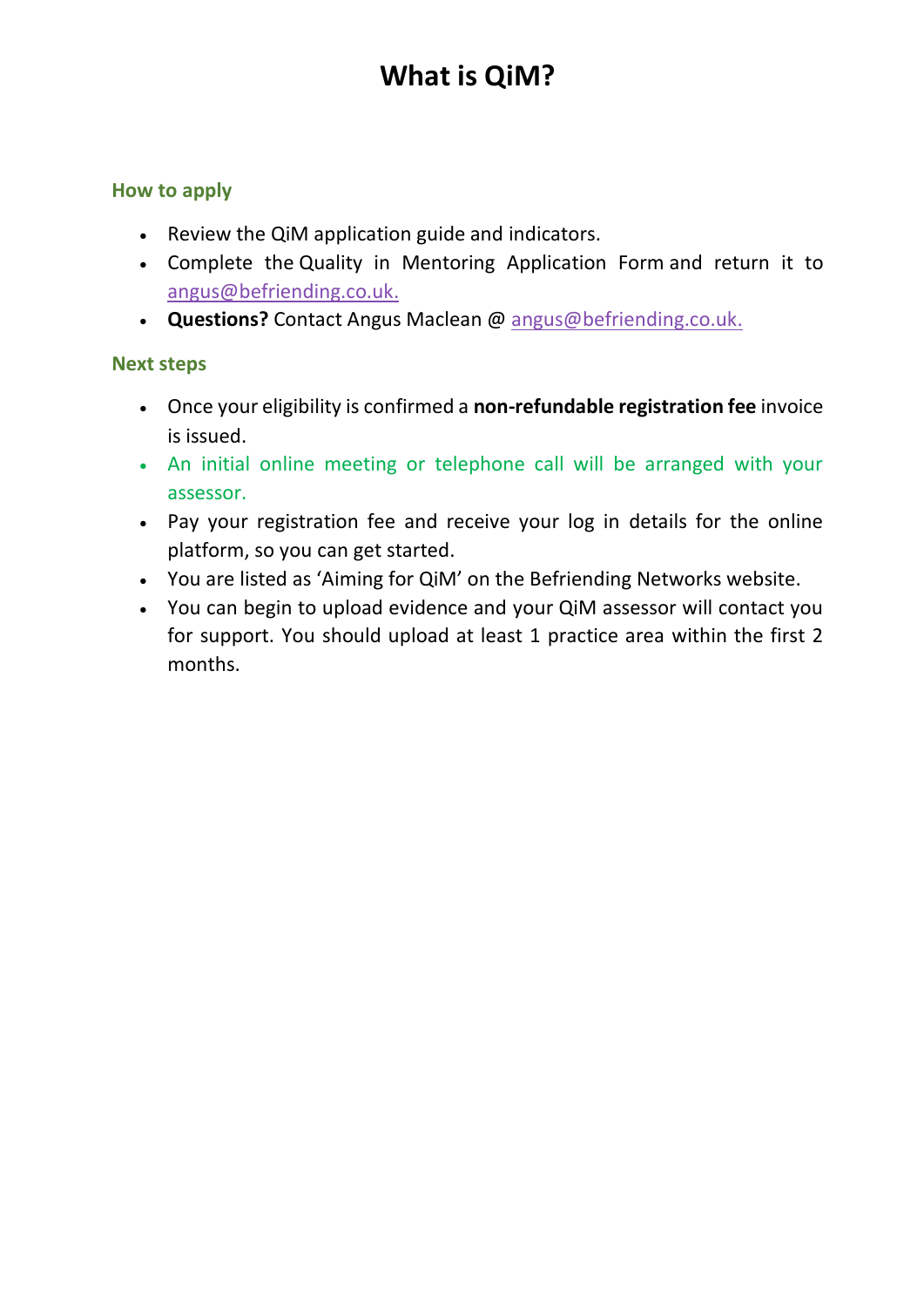# What is QiM?

## How to apply

- Review the QiM application guide and indicators.
- Complete the Quality in Mentoring Application Form and return it to angus@befriending.co.uk.
- **Questions?** Contact Angus Maclean @ angus@befriending.co.uk.

## Next steps

- Once your eligibility is confirmed a **non-refundable registration fee** invoice is issued.
- An initial online meeting or telephone call will be arranged with your assessor.
- Pay your registration fee and receive your log in details for the online platform, so you can get started.
- You are listed as 'Aiming for QiM' on the Befriending Networks website.
- You can begin to upload evidence and your QiM assessor will contact you for support. You should upload at least 1 practice area within the first 2 months.